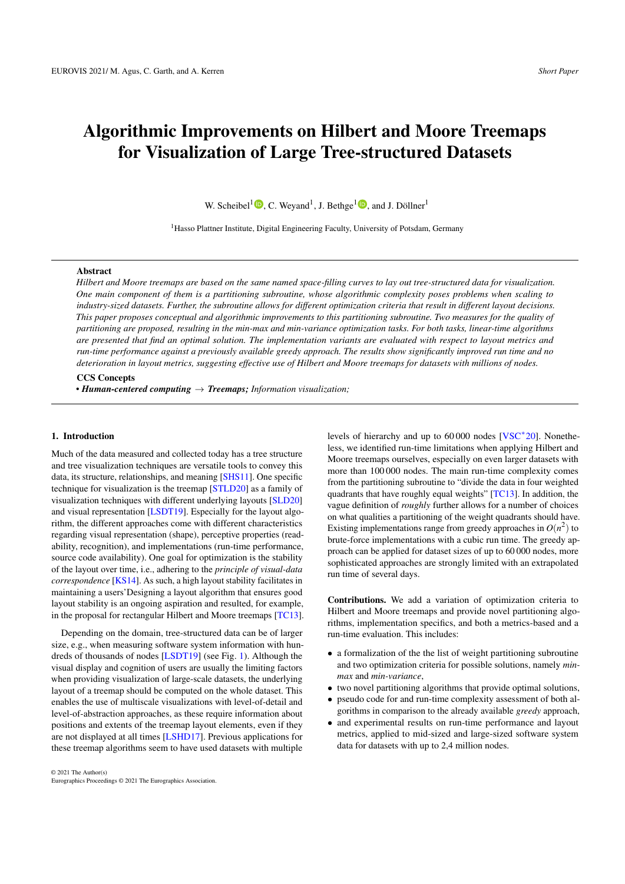# Algorithmic Improvements on Hilbert and Moore Treemaps for Visualization of Large Tree-structured Datasets

W. Scheibel[1], C. Weyand[1], J. Bethge[1], and J. Döllner[1]

[1]Hasso Plattner Institute, Digital Engineering Faculty, University of Potsdam, Germany

## Abstract

*Hilbert and Moore treemaps are based on the same named space-filling curves to lay out tree-structured data for visualization. One main component of them is a partitioning subroutine, whose algorithmic complexity poses problems when scaling to industry-sized datasets. Further, the subroutine allows for different optimization criteria that result in different layout decisions. This paper proposes conceptual and algorithmic improvements to this partitioning subroutine. Two measures for the quality of partitioning are proposed, resulting in the min-max and min-variance optimization tasks. For both tasks, linear-time algorithms are presented that find an optimal solution. The implementation variants are evaluated with respect to layout metrics and run-time performance against a previously available greedy approach. The results show significantly improved run time and no deterioration in layout metrics, suggesting effective use of Hilbert and Moore treemaps for datasets with millions of nodes.*

**CCS Concepts**

• ***Human-centered computing*** → ***Treemaps;*** *Information visualization;*

## 1. Introduction

Much of the data measured and collected today has a tree structure and tree visualization techniques are versatile tools to convey this data, its structure, relationships, and meaning [SHS11]. One specific technique for visualization is the treemap [STLD20] as a family of visualization techniques with different underlying layouts [SLD20] and visual representation [LSDT19]. Especially for the layout algorithm, the different approaches come with different characteristics regarding visual representation (shape), perceptive properties (readability, recognition), and implementations (run-time performance, source code availability). One goal for optimization is the stability of the layout over time, i.e., adhering to the *principle of visual-data correspondence* [KS14]. As such, a high layout stability facilitates in maintaining a users'Designing a layout algorithm that ensures good layout stability is an ongoing aspiration and resulted, for example, in the proposal for rectangular Hilbert and Moore treemaps [TC13].

Depending on the domain, tree-structured data can be of larger size, e.g., when measuring software system information with hundreds of thousands of nodes [LSDT19] (see Fig. 1). Although the visual display and cognition of users are usually the limiting factors when providing visualization of large-scale datasets, the underlying layout of a treemap should be computed on the whole dataset. This enables the use of multiscale visualizations with level-of-detail and level-of-abstraction approaches, as these require information about positions and extents of the treemap layout elements, even if they are not displayed at all times [LSHD17]. Previous applications for these treemap algorithms seem to have used datasets with multiple levels of hierarchy and up to 60 000 nodes [VSC*20]. Nonetheless, we identified run-time limitations when applying Hilbert and Moore treemaps ourselves, especially on even larger datasets with more than 100 000 nodes. The main run-time complexity comes from the partitioning subroutine to "divide the data in four weighted quadrants that have roughly equal weights" [TC13]. In addition, the vague definition of *roughly* further allows for a number of choices on what qualities a partitioning of the weight quadrants should have. Existing implementations range from greedy approaches in $O(n^2)$ to brute-force implementations with a cubic run time. The greedy approach can be applied for dataset sizes of up to 60 000 nodes, more sophisticated approaches are strongly limited with an extrapolated run time of several days.

**Contributions.** We add a variation of optimization criteria to Hilbert and Moore treemaps and provide novel partitioning algorithms, implementation specifics, and both a metrics-based and a run-time evaluation. This includes:

- a formalization of the the list of weight partitioning subroutine and two optimization criteria for possible solutions, namely *min-max* and *min-variance*,
- two novel partitioning algorithms that provide optimal solutions,
- pseudo code for and run-time complexity assessment of both algorithms in comparison to the already available *greedy* approach,
- and experimental results on run-time performance and layout metrics, applied to mid-sized and large-sized software system data for datasets with up to 2,4 million nodes.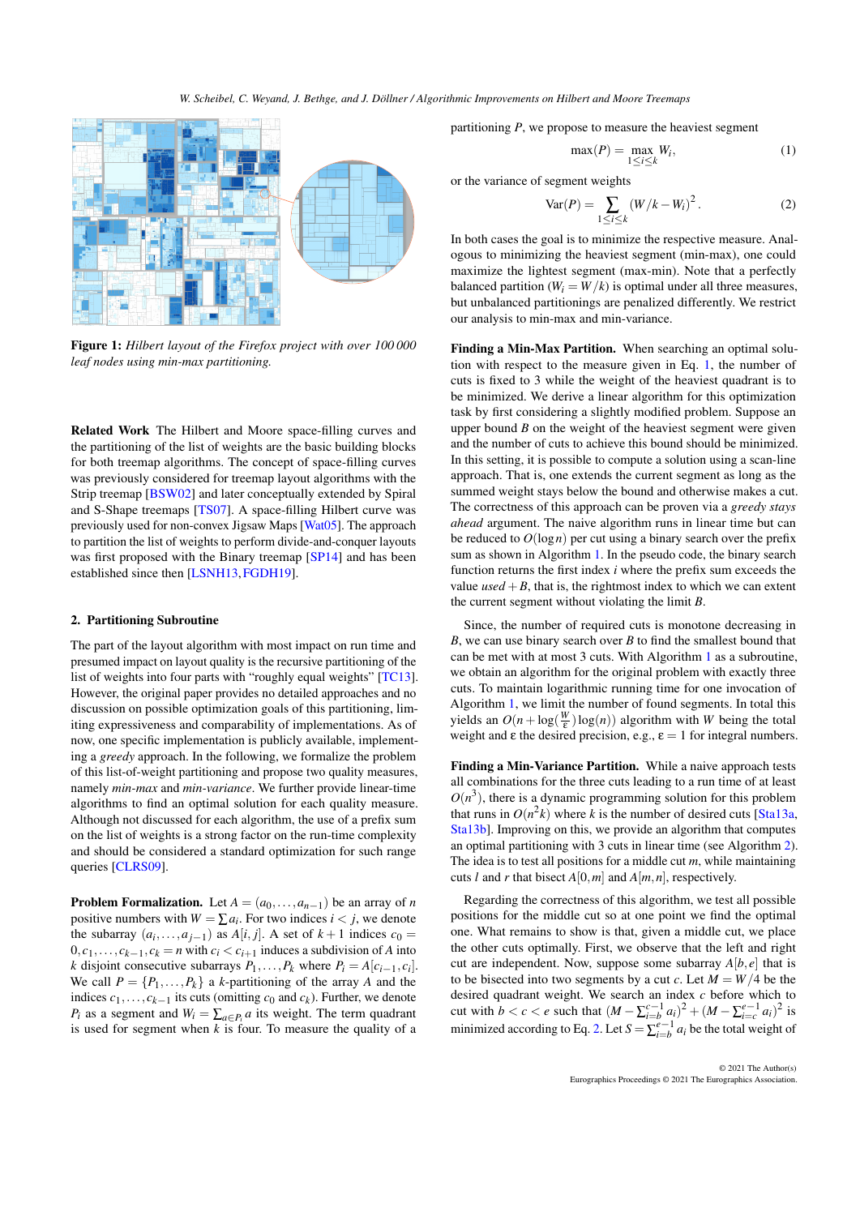Figure 1: *Hilbert layout of the Firefox project with over 100 000 leaf nodes using min-max partitioning.*

**Related Work** The Hilbert and Moore space-filling curves and the partitioning of the list of weights are the basic building blocks for both treemap algorithms. The concept of space-filling curves was previously considered for treemap layout algorithms with the Strip treemap [BSW02] and later conceptually extended by Spiral and S-Shape treemaps [TS07]. A space-filling Hilbert curve was previously used for non-convex Jigsaw Maps [Wat05]. The approach to partition the list of weights to perform divide-and-conquer layouts was first proposed with the Binary treemap [SP14] and has been established since then [LSNH13, FGDH19].

## 2. Partitioning Subroutine

The part of the layout algorithm with most impact on run time and presumed impact on layout quality is the recursive partitioning of the list of weights into four parts with "roughly equal weights" [TC13]. However, the original paper provides no detailed approaches and no discussion on possible optimization goals of this partitioning, limiting expressiveness and comparability of implementations. As of now, one specific implementation is publicly available, implementing a *greedy* approach. In the following, we formalize the problem of this list-of-weight partitioning and propose two quality measures, namely *min-max* and *min-variance*. We further provide linear-time algorithms to find an optimal solution for each quality measure. Although not discussed for each algorithm, the use of a prefix sum on the list of weights is a strong factor on the run-time complexity and should be considered a standard optimization for such range queries [CLRS09].

**Problem Formalization.** Let $A = (a_0, \dots, a_{n-1})$ be an array of $n$ positive numbers with $W = \sum a_i$. For two indices $i < j$, we denote the subarray $(a_i, \dots, a_{j-1})$ as $A[i, j]$. A set of $k+1$ indices $c_0 = 0, c_1, \dots, c_{k-1}, c_k = n$ with $c_i < c_{i+1}$ induces a subdivision of $A$ into $k$ disjoint consecutive subarrays $P_1, \dots, P_k$ where $P_i = A[c_{i-1}, c_i]$. We call $P = \{P_1, \dots, P_k\}$ a $k$-partitioning of the array $A$ and the indices $c_1, \dots, c_{k-1}$ its cuts (omitting $c_0$ and $c_k$). Further, we denote $P_i$ as a segment and $W_i = \sum_{a \in P_i} a$ its weight. The term quadrant is used for segment when $k$ is four. To measure the quality of a partitioning $P$, we propose to measure the heaviest segment

$$\max(P) = \max_{1 \le i \le k} W_i, \tag{1}$$

or the variance of segment weights

$$\operatorname{Var}(P) = \sum_{1 \le i \le k} (W/k - W_i)^2. \tag{2}$$

In both cases the goal is to minimize the respective measure. Analogous to minimizing the heaviest segment (min-max), one could maximize the lightest segment (max-min). Note that a perfectly balanced partition ($W_i = W/k$) is optimal under all three measures, but unbalanced partitionings are penalized differently. We restrict our analysis to min-max and min-variance.

**Finding a Min-Max Partition.** When searching an optimal solution with respect to the measure given in Eq. 1, the number of cuts is fixed to 3 while the weight of the heaviest quadrant is to be minimized. We derive a linear algorithm for this optimization task by first considering a slightly modified problem. Suppose an upper bound $B$ on the weight of the heaviest segment were given and the number of cuts to achieve this bound should be minimized. In this setting, it is possible to compute a solution using a scan-line approach. That is, one extends the current segment as long as the summed weight stays below the bound and otherwise makes a cut. The correctness of this approach can be proven via a *greedy stays ahead* argument. The naive algorithm runs in linear time but can be reduced to $O(\log n)$ per cut using a binary search over the prefix sum as shown in Algorithm 1. In the pseudo code, the binary search function returns the first index $i$ where the prefix sum exceeds the value $used + B$, that is, the rightmost index to which we can extent the current segment without violating the limit $B$.

Since, the number of required cuts is monotone decreasing in $B$, we can use binary search over $B$ to find the smallest bound that can be met with at most 3 cuts. With Algorithm 1 as a subroutine, we obtain an algorithm for the original problem with exactly three cuts. To maintain logarithmic running time for one invocation of Algorithm 1, we limit the number of found segments. In total this yields an $O(n + \log(\frac{W}{\varepsilon}) \log(n))$ algorithm with $W$ being the total weight of and $\varepsilon$ the desired precision, e.g., $\varepsilon = 1$ for integral numbers.

**Finding a Min-Variance Partition.** While a naive approach tests all combinations for the three cuts leading to a run time of at least $O(n^3)$, there is a dynamic programming solution for this problem that runs in $O(n^2 k)$ where $k$ is the number of desired cuts [Sta13a, Sta13b]. Improving on this, we provide an algorithm that computes an optimal partitioning with 3 cuts in linear time (see Algorithm 2). The idea is to test all positions for a middle cut $m$, while maintaining cuts $l$ and $r$ that bisect $A[0, m]$ and $A[m, n]$, respectively.

Regarding the correctness of this algorithm, we test all possible positions for the middle cut so at one point we find the optimal one. What remains to show is that, given a middle cut, we place the other cuts optimally. First, we observe that the left and right cut are independent. Now, suppose some subarray $A[b, e]$ that is to be bisected into two segments by a cut $c$. Let $M = W/4$ be the desired quadrant weight. We search an index $c$ before which to cut with $b < c < e$ such that $(M - \sum_{i=b}^{c-1} a_i)^2 + (M - \sum_{i=c}^{e-1} a_i)^2$ is minimized according to Eq. 2. Let $S = \sum_{i=b}^{e-1} a_i$ be the total weight of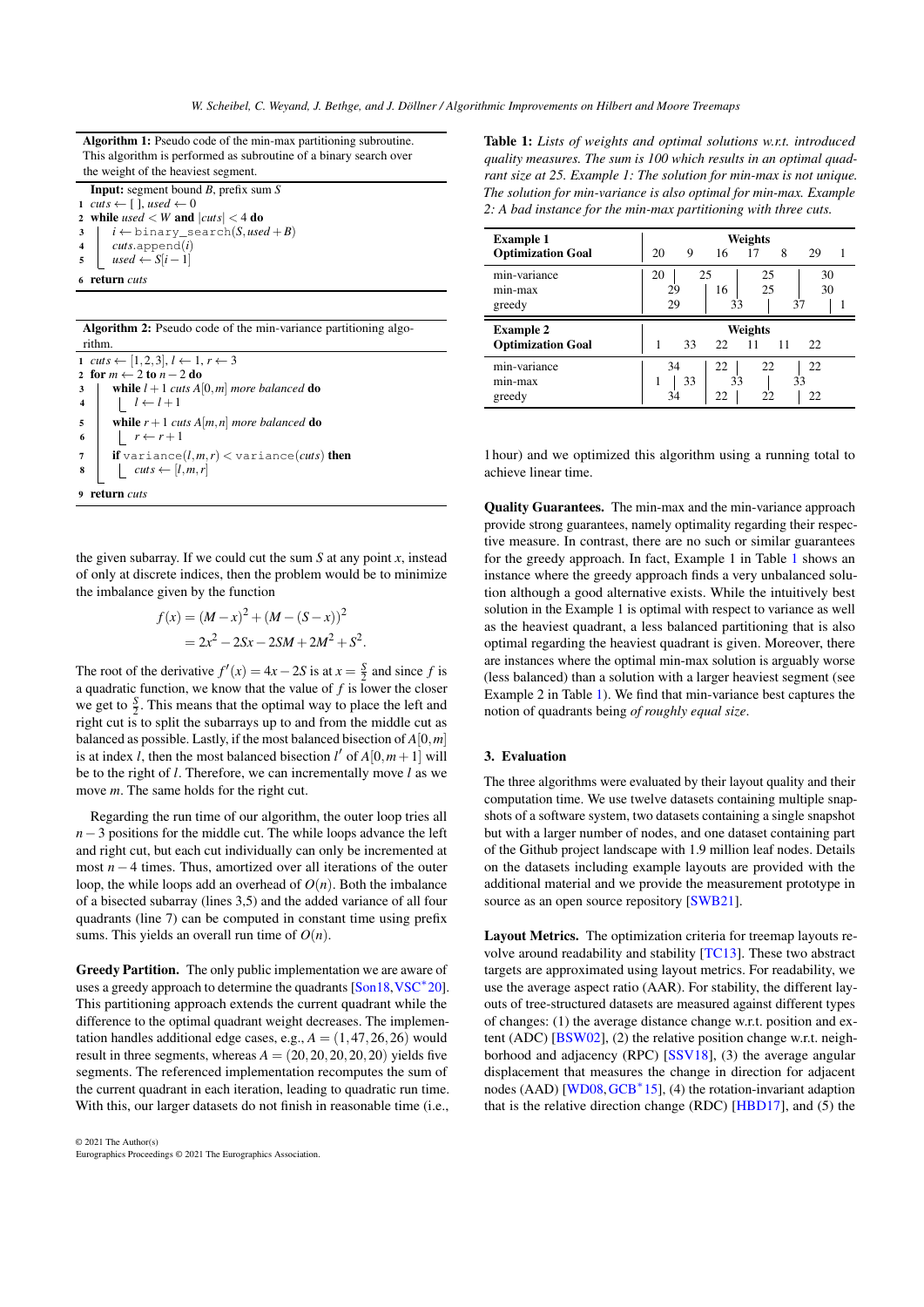**Algorithm 1:** Pseudo code of the min-max partitioning subroutine. This algorithm is performed as subroutine of a binary search over the weight of the heaviest segment.

```
Input: segment bound B, prefix sum S
1  cuts ← [ ], used ← 0
2  while used < W and |cuts| < 4 do
3  |   i ← binary_search(S, used + B)
4  |   cuts.append(i)
5  |   used ← S[i − 1]
6  return cuts
```

**Algorithm 2:** Pseudo code of the min-variance partitioning algorithm.

```
1  cuts ← [1,2,3], l ← 1, r ← 3
2  for m ← 2 to n − 2 do
3  |   while l + 1 cuts A[0,m] more balanced do
4  |   |   l ← l + 1
5  |   while r + 1 cuts A[m,n] more balanced do
6  |   |   r ← r + 1
7  |   if variance(l,m,r) < variance(cuts) then
8  |   |   cuts ← [l,m,r]
9  return cuts
```

the given subarray. If we could cut the sum $S$ at any point $x$, instead of only at discrete indices, then the problem would be to minimize the imbalance given by the function

$$
\begin{aligned}
f(x) &= (M - x)^2 + (M - (S - x))^2 \\
&= 2x^2 - 2Sx - 2SM + 2M^2 + S^2.
\end{aligned}
$$

The root of the derivative $f'(x) = 4x - 2S$ is at $x = \frac{S}{2}$ and since $f$ is a quadratic function, we know that the value of $f$ is lower the closer we get to $\frac{S}{2}$. This means that the optimal way to place the left and right cut is to split the subarrays up to and from the middle cut as balanced as possible. Lastly, if the most balanced bisection of $A[0,m]$ is at index $l$, then the most balanced bisection $l'$ of $A[0,m+1]$ will be to the right of $l$. Therefore, we can incrementally move $l$ as we move $m$. The same holds for the right cut.

Regarding the run time of our algorithm, the outer loop tries all $n-3$ positions for the middle cut. The while loops advance the left and right cut, but each cut individually can only be incremented at most $n-4$ times. Thus, amortized over all iterations of the outer loop, the while loops add an overhead of $O(n)$. Both the imbalance of a bisected subarray (lines 3,5) and the added variance of all four quadrants (line 7) can be computed in constant time using prefix sums. This yields an overall run time of $O(n)$.

**Greedy Partition.** The only public implementation we are aware of uses a greedy approach to determine the quadrants [Son18, VSC*20]. This partitioning approach extends the current quadrant while the difference to the optimal quadrant weight decreases. The implementation handles additional edge cases, e.g., $A = (1,47,26,26)$ would result in three segments, whereas $A = (20,20,20,20,20)$ yields five segments. The referenced implementation recomputes the sum of the current quadrant in each iteration, leading to quadratic run time. With this, our larger datasets do not finish in reasonable time (i.e., 1 hour) and we optimized this algorithm using a running total to achieve linear time.

**Table 1:** *Lists of weights and optimal solutions w.r.t. introduced quality measures. The sum is 100 which results in an optimal quadrant size at 25. Example 1: The solution for min-max is not unique. The solution for min-variance is also optimal for min-max. Example 2: A bad instance for the min-max partitioning with three cuts.*

| **Example 1** / **Optimization Goal** | 20 | 9 | 16 | 17 | 8 | 29 | 1 |
|---|---|---|---|---|---|---|---|
| min-variance | 20 \| | 25 | | \| 25 | | \| 30 | |
| min-max | 29 | | \| 16 \| | 25 | | \| 30 | |
| greedy | 29 | | \| 33 | | \| 37 | | \| 1 |

| **Example 2** / **Optimization Goal** | 1 | 33 | 22 | 11 | 11 | 22 |
|---|---|---|---|---|---|---|
| min-variance | 34 | | \| 22 \| | 22 | | \| 22 |
| min-max | 1 \| | 33 | \| 33 | | \| 33 | |
| greedy | 34 | | \| 22 \| | 22 | | \| 22 |

**Quality Guarantees.** The min-max and the min-variance approach provide strong guarantees, namely optimality regarding their respective measure. In contrast, there are no such or similar guarantees for the greedy approach. In fact, Example 1 in Table 1 shows an instance where the greedy approach finds a very unbalanced solution although a good alternative exists. While the intuitively best solution in the Example 1 is optimal with respect to variance as well as the heaviest quadrant, a less balanced partitioning that is also optimal regarding the heaviest quadrant is given. Moreover, there are instances where the optimal min-max solution is arguably worse (less balanced) than a solution with a larger heaviest segment (see Example 2 in Table 1). We find that min-variance best captures the notion of quadrants being *of roughly equal size*.

## 3. Evaluation

The three algorithms were evaluated by their layout quality and their computation time. We use twelve datasets containing multiple snapshots of a software system, two datasets containing a single snapshot but with a larger number of nodes, and one dataset containing part of the Github project landscape with 1.9 million leaf nodes. Details on the datasets including example layouts are provided with the additional material and we provide the measurement prototype in source as an open source repository [SWB21].

**Layout Metrics.** The optimization criteria for treemap layouts revolve around readability and stability [TC13]. These two abstract targets are approximated using layout metrics. For readability, we use the average aspect ratio (AAR). For stability, the different layouts of tree-structured datasets are measured against different types of changes: (1) the average distance change w.r.t. position and extent (ADC) [BSW02], (2) the relative position change w.r.t. neighborhood and adjacency (RPC) [SSV18], (3) the average angular displacement that measures the change in direction for adjacent nodes (AAD) [WD08, GCB*15], (4) the rotation-invariant adaption that is the relative direction change (RDC) [HBD17], and (5) the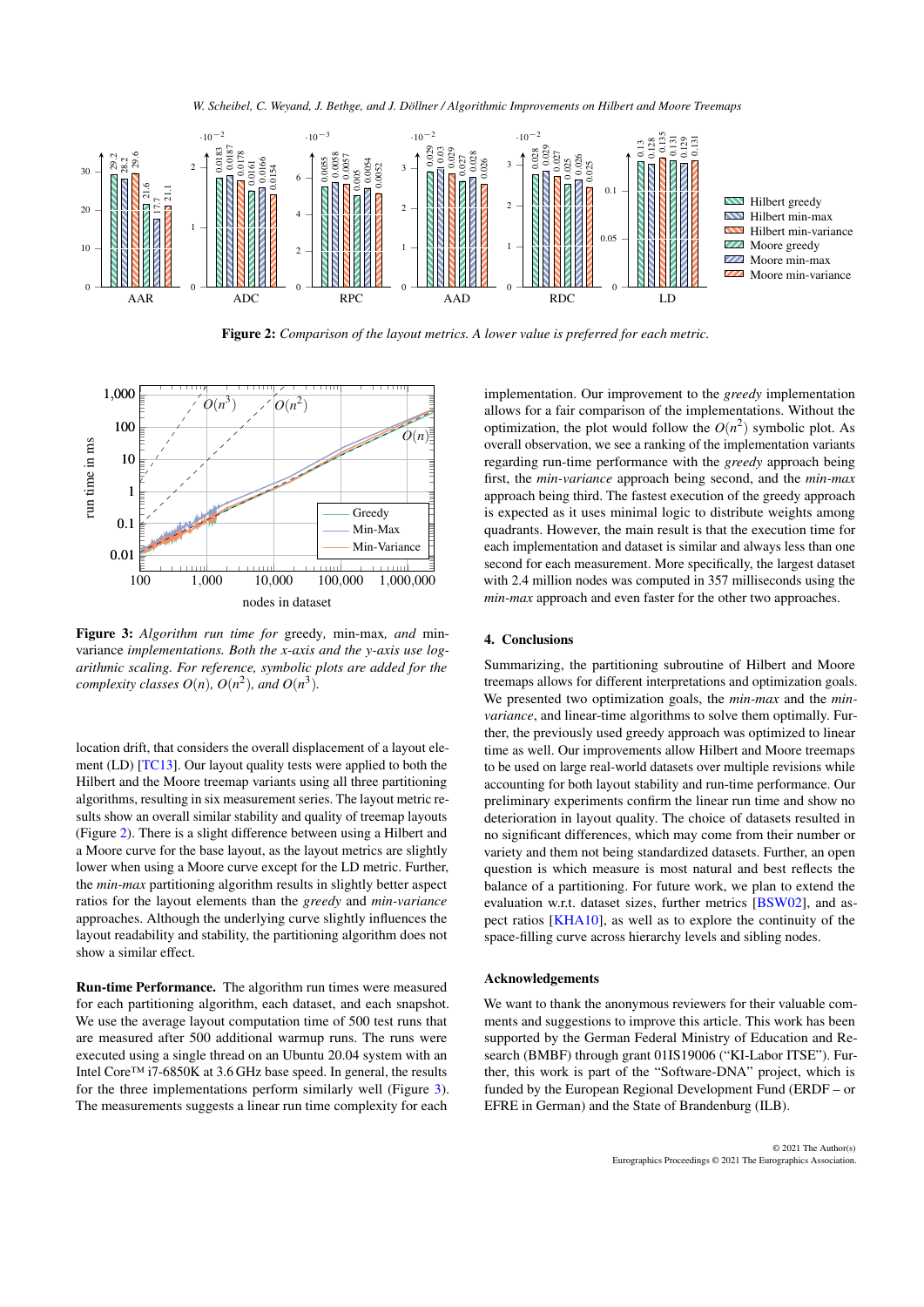**Figure 2:** *Comparison of the layout metrics. A lower value is preferred for each metric.*

**Figure 3:** *Algorithm run time for* greedy*,* min-max*, and* min-variance *implementations. Both the x-axis and the y-axis use logarithmic scaling. For reference, symbolic plots are added for the complexity classes $O(n)$, $O(n^2)$, and $O(n^3)$.*

location drift, that considers the overall displacement of a layout element (LD) [TC13]. Our layout quality tests were applied to both the Hilbert and the Moore treemap variants using all three partitioning algorithms, resulting in six measurement series. The layout metric results show an overall similar stability and quality of treemap layouts (Figure 2). There is a slight difference between using a Hilbert and a Moore curve for the base layout, as the layout metrics are slightly lower when using a Moore curve except for the LD metric. Further, the *min-max* partitioning algorithm results in slightly better aspect ratios for the layout elements than the *greedy* and *min-variance* approaches. Although the underlying curve slightly influences the layout readability and stability, the partitioning algorithm does not show a similar effect.

**Run-time Performance.** The algorithm run times were measured for each partitioning algorithm, each dataset, and each snapshot. We use the average layout computation time of 500 test runs that are measured after 500 additional warmup runs. The runs were executed using a single thread on an Ubuntu 20.04 system with an Intel Core™ i7-6850K at 3.6 GHz base speed. In general, the results for the three implementations perform similarly well (Figure 3). The measurements suggests a linear run time complexity for each implementation. Our improvement to the *greedy* implementation allows for a fair comparison of the implementations. Without the optimization, the plot would follow the $O(n^2)$ symbolic plot. As overall observation, we see a ranking of the implementation variants regarding run-time performance with the *greedy* approach being first, the *min-variance* approach being second, and the *min-max* approach being third. The fastest execution of the greedy approach is expected as it uses minimal logic to distribute weights among quadrants. However, the main result is that the execution time for each implementation and dataset is similar and always less than one second for each measurement. More specifically, the largest dataset with 2.4 million nodes was computed in 357 milliseconds using the *min-max* approach and even faster for the other two approaches.

## 4. Conclusions

Summarizing, the partitioning subroutine of Hilbert and Moore treemaps allows for different interpretations and optimization goals. We presented two optimization goals, the *min-max* and the *min-variance*, and linear-time algorithms to solve them optimally. Further, the previously used greedy approach was optimized to linear time as well. Our improvements allow Hilbert and Moore treemaps to be used on large real-world datasets over multiple revisions while accounting for both layout stability and run-time performance. Our preliminary experiments confirm the linear run time and show no deterioration in layout quality. The choice of datasets resulted in no significant differences, which may come from their number or variety and them not being standardized datasets. Further, an open question is which measure is most natural and best reflects the balance of a partitioning. For future work, we plan to extend the evaluation w.r.t. dataset sizes, further metrics [BSW02], and aspect ratios [KHA10], as well as to explore the continuity of the space-filling curve across hierarchy levels and sibling nodes.

### Acknowledgements

We want to thank the anonymous reviewers for their valuable comments and suggestions to improve this article. This work has been supported by the German Federal Ministry of Education and Research (BMBF) through grant 01IS19006 ("KI-Labor ITSE"). Further, this work is part of the "Software-DNA" project, which is funded by the European Regional Development Fund (ERDF – or EFRE in German) and the State of Brandenburg (ILB).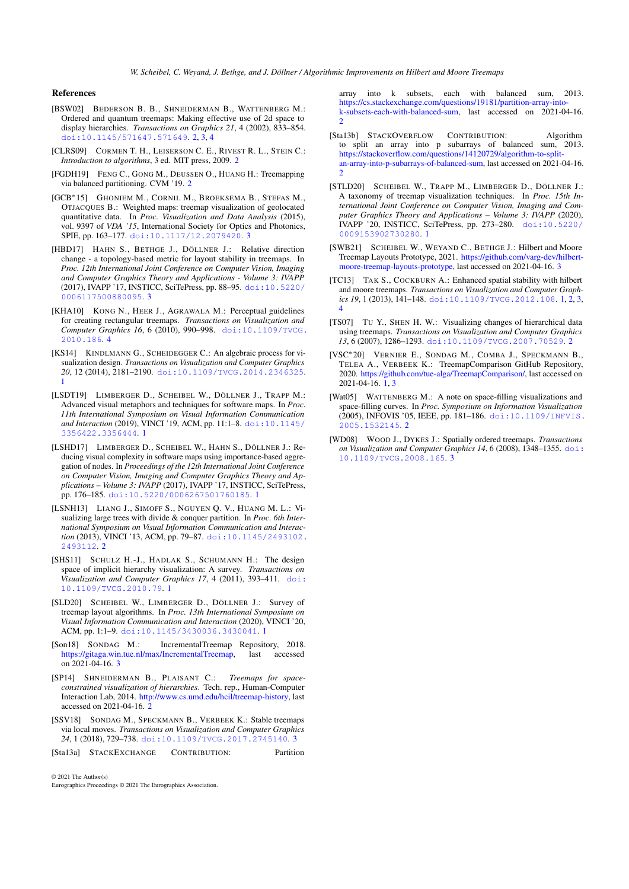## References

[BSW02] BEDERSON B. B., SHNEIDERMAN B., WATTENBERG M.: Ordered and quantum treemaps: Making effective use of 2d space to display hierarchies. *Transactions on Graphics 21*, 4 (2002), 833–854. doi:10.1145/571647.571649. 2, 3, 4

[CLRS09] CORMEN T. H., LEISERSON C. E., RIVEST R. L., STEIN C.: *Introduction to algorithms*, 3 ed. MIT press, 2009. 2

[FGDH19] FENG C., GONG M., DEUSSEN O., HUANG H.: Treemapping via balanced partitioning. CVM '19. 2

[GCB*15] GHONIEM M., CORNIL M., BROEKSEMA B., STEFAS M., OTJACQUES B.: Weighted maps: treemap visualization of geolocated quantitative data. In *Proc. Visualization and Data Analysis* (2015), vol. 9397 of *VDA '15*, International Society for Optics and Photonics, SPIE, pp. 163–177. doi:10.1117/12.2079420. 3

[HBD17] HAHN S., BETHGE J., DÖLLNER J.: Relative direction change - a topology-based metric for layout stability in treemaps. In *Proc. 12th International Joint Conference on Computer Vision, Imaging and Computer Graphics Theory and Applications - Volume 3: IVAPP* (2017), IVAPP '17, INSTICC, SciTePress, pp. 88–95. doi:10.5220/0006117500880095. 3

[KHA10] KONG N., HEER J., AGRAWALA M.: Perceptual guidelines for creating rectangular treemaps. *Transactions on Visualization and Computer Graphics 16*, 6 (2010), 990–998. doi:10.1109/TVCG.2010.186. 4

[KS14] KINDLMANN G., SCHEIDEGGER C.: An algebraic process for visualization design. *Transactions on Visualization and Computer Graphics 20*, 12 (2014), 2181–2190. doi:10.1109/TVCG.2014.2346325. 1

[LSDT19] LIMBERGER D., SCHEIBEL W., DÖLLNER J., TRAPP M.: Advanced visual metaphors and techniques for software maps. In *Proc. 11th International Symposium on Visual Information Communication and Interaction* (2019), VINCI '19, ACM, pp. 11:1–8. doi:10.1145/3356422.3356444. 1

[LSHD17] LIMBERGER D., SCHEIBEL W., HAHN S., DÖLLNER J.: Reducing visual complexity in software maps using importance-based aggregation of nodes. In *Proceedings of the 12th International Joint Conference on Computer Vision, Imaging and Computer Graphics Theory and Applications – Volume 3: IVAPP* (2017), IVAPP '17, INSTICC, SciTePress, pp. 176–185. doi:10.5220/0006267501760185. 1

[LSNH13] LIANG J., SIMOFF S., NGUYEN Q. V., HUANG M. L.: Visualizing large trees with divide & conquer partition. In *Proc. 6th International Symposium on Visual Information Communication and Interaction* (2013), VINCI '13, ACM, pp. 79–87. doi:10.1145/2493102.2493112. 2

[SHS11] SCHULZ H.-J., HADLAK S., SCHUMANN H.: The design space of implicit hierarchy visualization: A survey. *Transactions on Visualization and Computer Graphics 17*, 4 (2011), 393–411. doi:10.1109/TVCG.2010.79. 1

[SLD20] SCHEIBEL W., LIMBERGER D., DÖLLNER J.: Survey of treemap layout algorithms. In *Proc. 13th International Symposium on Visual Information Communication and Interaction* (2020), VINCI '20, ACM, pp. 1:1–9. doi:10.1145/3430036.3430041. 1

[Son18] SONDAG M.: IncrementalTreemap Repository, 2018. https://gitaga.win.tue.nl/max/IncrementalTreemap, last accessed on 2021-04-16. 3

[SP14] SHNEIDERMAN B., PLAISANT C.: *Treemaps for space-constrained visualization of hierarchies*. Tech. rep., Human-Computer Interaction Lab, 2014. http://www.cs.umd.edu/hcil/treemap-history, last accessed on 2021-04-16. 2

[SSV18] SONDAG M., SPECKMANN B., VERBEEK K.: Stable treemaps via local moves. *Transactions on Visualization and Computer Graphics 24*, 1 (2018), 729–738. doi:10.1109/TVCG.2017.2745140. 3

[Sta13a] STACKEXCHANGE CONTRIBUTION: Partition array into k subsets, each with balanced sum, 2013. https://cs.stackexchange.com/questions/19181/partition-array-into-k-subsets-each-with-balanced-sum, last accessed on 2021-04-16. 2

[Sta13b] STACKOVERFLOW CONTRIBUTION: Algorithm to split an array into p subarrays of balanced sum, 2013. https://stackoverflow.com/questions/14120729/algorithm-to-split-an-array-into-p-subarrays-of-balanced-sum, last accessed on 2021-04-16. 2

[STLD20] SCHEIBEL W., TRAPP M., LIMBERGER D., DÖLLNER J.: A taxonomy of treemap visualization techniques. In *Proc. 15th International Joint Conference on Computer Vision, Imaging and Computer Graphics Theory and Applications – Volume 3: IVAPP* (2020), IVAPP '20, INSTICC, SciTePress, pp. 273–280. doi:10.5220/0009153902730280. 1

[SWB21] SCHEIBEL W., WEYAND C., BETHGE J.: Hilbert and Moore Treemap Layouts Prototype, 2021. https://github.com/varg-dev/hilbert-moore-treemap-layouts-prototype, last accessed on 2021-04-16. 3

[TC13] TAK S., COCKBURN A.: Enhanced spatial stability with hilbert and moore treemaps. *Transactions on Visualization and Computer Graphics 19*, 1 (2013), 141–148. doi:10.1109/TVCG.2012.108. 1, 2, 3, 4

[TS07] TU Y., SHEN H. W.: Visualizing changes of hierarchical data using treemaps. *Transactions on Visualization and Computer Graphics 13*, 6 (2007), 1286–1293. doi:10.1109/TVCG.2007.70529. 2

[VSC*20] VERNIER E., SONDAG M., COMBA J., SPECKMANN B., TELEA A., VERBEEK K.: TreemapComparison GitHub Repository, 2020. https://github.com/tue-alga/TreemapComparison/, last accessed on 2021-04-16. 1, 3

[Wat05] WATTENBERG M.: A note on space-filling visualizations and space-filling curves. In *Proc. Symposium on Information Visualization* (2005), INFOVIS '05, IEEE, pp. 181–186. doi:10.1109/INFVIS.2005.1532145. 2

[WD08] WOOD J., DYKES J.: Spatially ordered treemaps. *Transactions on Visualization and Computer Graphics 14*, 6 (2008), 1348–1355. doi:10.1109/TVCG.2008.165. 3

© 2021 The Author(s)
Eurographics Proceedings © 2021 The Eurographics Association.